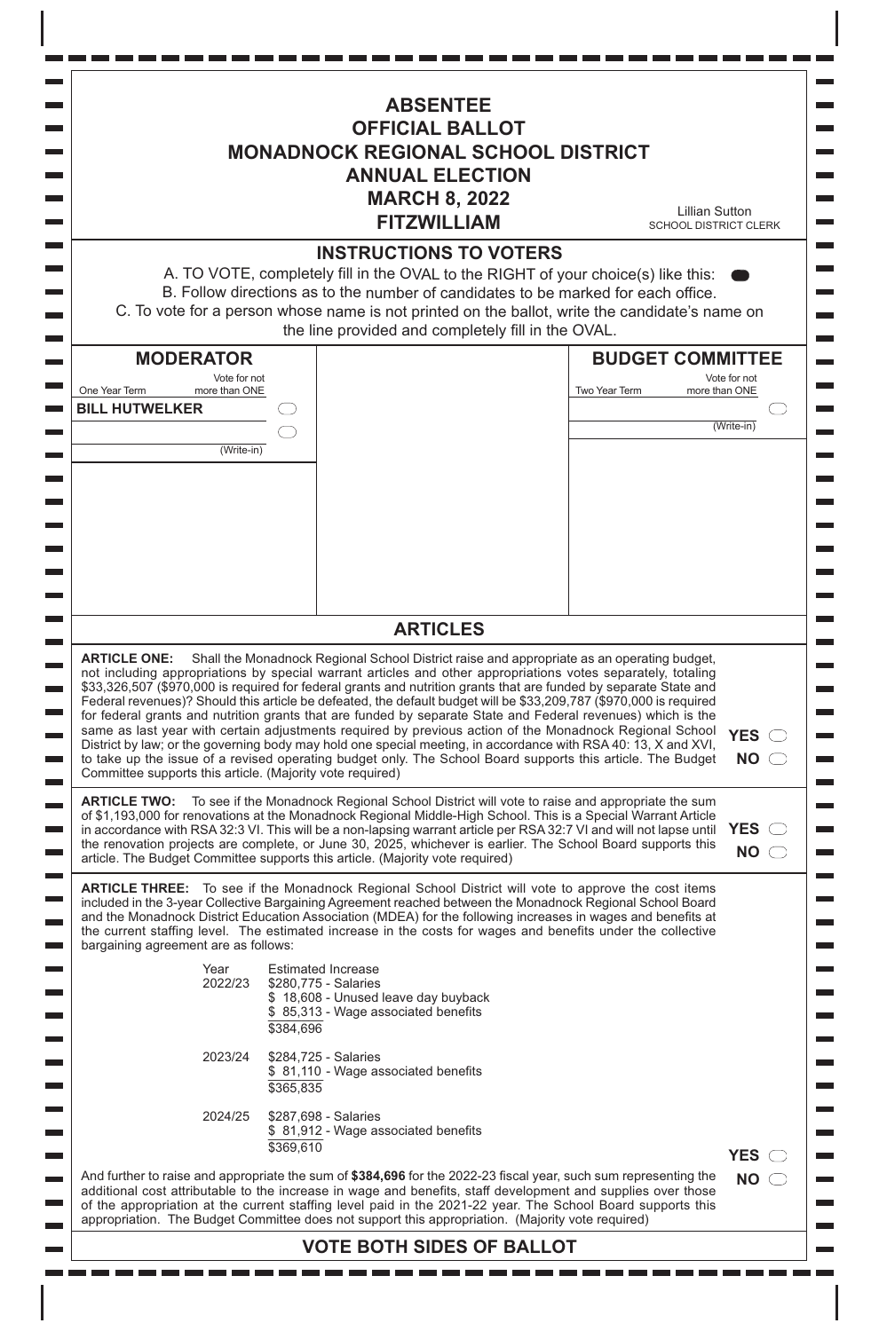# ABSENTEE
# OFFICIAL BALLOT
# MONADNOCK REGIONAL SCHOOL DISTRICT
# ANNUAL ELECTION
# MARCH 8, 2022
# FITZWILLIAM

Lillian Sutton
SCHOOL DISTRICT CLERK

## INSTRUCTIONS TO VOTERS

A. TO VOTE, completely fill in the OVAL to the RIGHT of your choice(s) like this: ⬬

B. Follow directions as to the number of candidates to be marked for each office.

C. To vote for a person whose name is not printed on the ballot, write the candidate's name on the line provided and completely fill in the OVAL.

### MODERATOR

One Year Term — Vote for not more than ONE

- BILL HUTWELKER ◯
- \_\_\_\_\_\_\_\_\_\_ (Write-in) ◯

### BUDGET COMMITTEE

Two Year Term — Vote for not more than ONE

- \_\_\_\_\_\_\_\_\_\_ (Write-in) ◯

## ARTICLES

**ARTICLE ONE:** Shall the Monadnock Regional School District raise and appropriate as an operating budget, not including appropriations by special warrant articles and other appropriations votes separately, totaling $33,326,507 ($970,000 is required for federal grants and nutrition grants that are funded by separate State and Federal revenues)? Should this article be defeated, the default budget will be $33,209,787 ($970,000 is required for federal grants and nutrition grants that are funded by separate State and Federal revenues) which is the same as last year with certain adjustments required by previous action of the Monadnock Regional School District by law; or the governing body may hold one special meeting, in accordance with RSA 40: 13, X and XVI, to take up the issue of a revised operating budget only. The School Board supports this article. The Budget Committee supports this article. (Majority vote required)

**YES** ◯
**NO** ◯

**ARTICLE TWO:** To see if the Monadnock Regional School District will vote to raise and appropriate the sum of $1,193,000 for renovations at the Monadnock Regional Middle-High School. This is a Special Warrant Article in accordance with RSA 32:3 VI. This will be a non-lapsing warrant article per RSA 32:7 VI and will not lapse until the renovation projects are complete, or June 30, 2025, whichever is earlier. The School Board supports this article. The Budget Committee supports this article. (Majority vote required)

**YES** ◯
**NO** ◯

**ARTICLE THREE:** To see if the Monadnock Regional School District will vote to approve the cost items included in the 3-year Collective Bargaining Agreement reached between the Monadnock Regional School Board and the Monadnock District Education Association (MDEA) for the following increases in wages and benefits at the current staffing level. The estimated increase in the costs for wages and benefits under the collective bargaining agreement are as follows:

| Year | Estimated Increase |
|---|---|
| 2022/23 | $280,775 - Salaries |
| | $ 18,608 - Unused leave day buyback |
| | $ 85,313 - Wage associated benefits |
| | $384,696 |
| 2023/24 | $284,725 - Salaries |
| | $ 81,110 - Wage associated benefits |
| | $365,835 |
| 2024/25 | $287,698 - Salaries |
| | $ 81,912 - Wage associated benefits |
| | $369,610 |

And further to raise and appropriate the sum of **$384,696** for the 2022-23 fiscal year, such sum representing the additional cost attributable to the increase in wage and benefits, staff development and supplies over those of the appropriation at the current staffing level paid in the 2021-22 year. The School Board supports this appropriation. The Budget Committee does not support this appropriation. (Majority vote required)

**YES** ◯
**NO** ◯

## VOTE BOTH SIDES OF BALLOT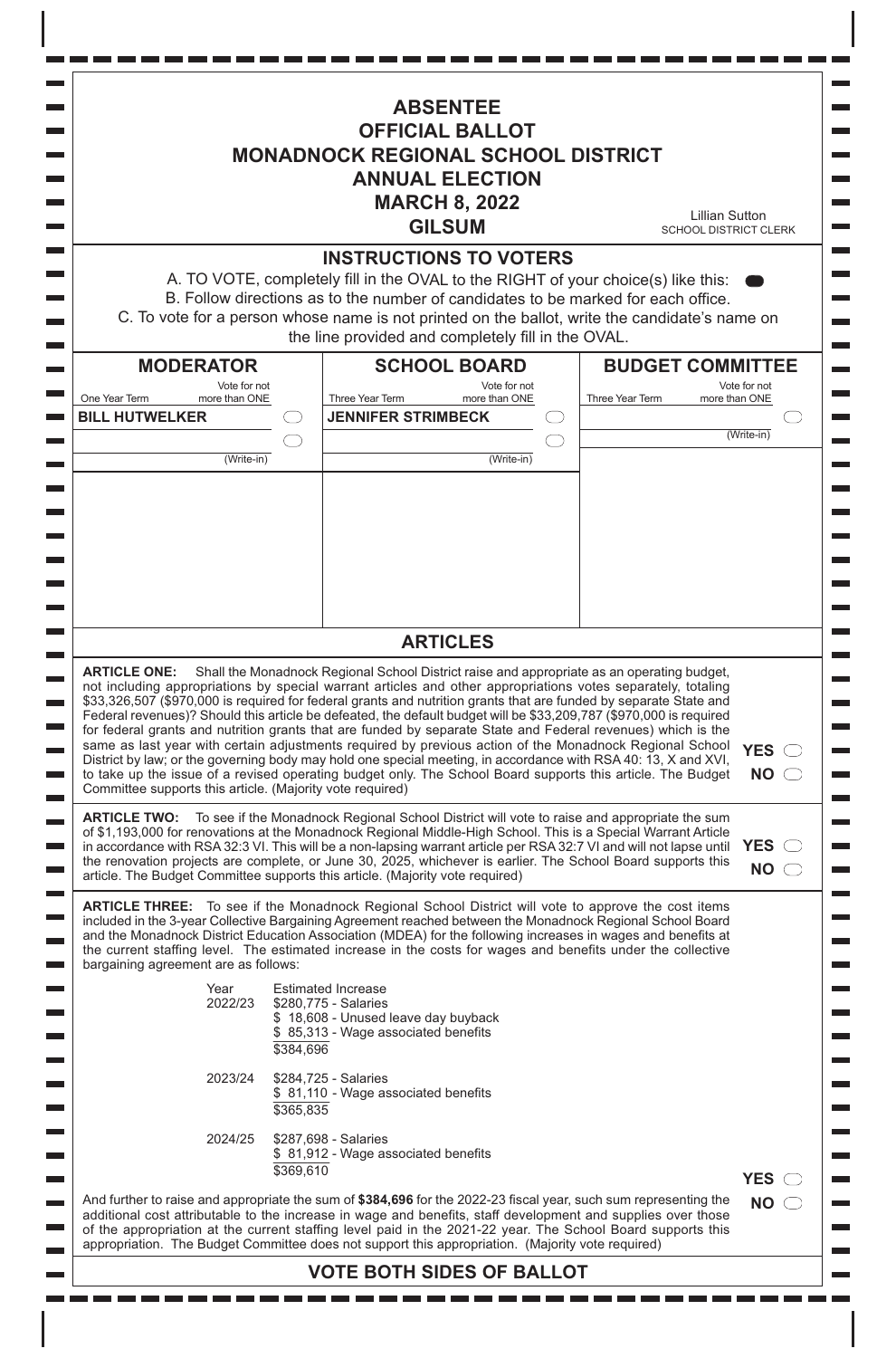# ABSENTEE
# OFFICIAL BALLOT
# MONADNOCK REGIONAL SCHOOL DISTRICT
# ANNUAL ELECTION
# MARCH 8, 2022
# GILSUM

Lillian Sutton
SCHOOL DISTRICT CLERK

## INSTRUCTIONS TO VOTERS

A. TO VOTE, completely fill in the OVAL to the RIGHT of your choice(s) like this: ⬬

B. Follow directions as to the number of candidates to be marked for each office.

C. To vote for a person whose name is not printed on the ballot, write the candidate's name on the line provided and completely fill in the OVAL.

| MODERATOR | SCHOOL BOARD | BUDGET COMMITTEE |
|---|---|---|
| One Year Term — Vote for not more than ONE | Three Year Term — Vote for not more than ONE | Three Year Term — Vote for not more than ONE |
| BILL HUTWELKER ◯ | JENNIFER STRIMBECK ◯ | ________ (Write-in) ◯ |
| ________ (Write-in) ◯ | ________ (Write-in) ◯ | |

## ARTICLES

**ARTICLE ONE:** Shall the Monadnock Regional School District raise and appropriate as an operating budget, not including appropriations by special warrant articles and other appropriations votes separately, totaling $33,326,507 ($970,000 is required for federal grants and nutrition grants that are funded by separate State and Federal revenues)? Should this article be defeated, the default budget will be $33,209,787 ($970,000 is required for federal grants and nutrition grants that are funded by separate State and Federal revenues) which is the same as last year with certain adjustments required by previous action of the Monadnock Regional School District by law; or the governing body may hold one special meeting, in accordance with RSA 40: 13, X and XVI, to take up the issue of a revised operating budget only. The School Board supports this article. The Budget Committee supports this article. (Majority vote required)

**YES** ◯
**NO** ◯

**ARTICLE TWO:** To see if the Monadnock Regional School District will vote to raise and appropriate the sum of $1,193,000 for renovations at the Monadnock Regional Middle-High School. This is a Special Warrant Article in accordance with RSA 32:3 VI. This will be a non-lapsing warrant article per RSA 32:7 VI and will not lapse until the renovation projects are complete, or June 30, 2025, whichever is earlier. The School Board supports this article. The Budget Committee supports this article. (Majority vote required)

**YES** ◯
**NO** ◯

**ARTICLE THREE:** To see if the Monadnock Regional School District will vote to approve the cost items included in the 3-year Collective Bargaining Agreement reached between the Monadnock Regional School Board and the Monadnock District Education Association (MDEA) for the following increases in wages and benefits at the current staffing level. The estimated increase in the costs for wages and benefits under the collective bargaining agreement are as follows:

| Year | Estimated Increase |
|---|---|
| 2022/23 | $280,775 - Salaries |
| | $ 18,608 - Unused leave day buyback |
| | $ 85,313 - Wage associated benefits |
| | $384,696 |
| 2023/24 | $284,725 - Salaries |
| | $ 81,110 - Wage associated benefits |
| | $365,835 |
| 2024/25 | $287,698 - Salaries |
| | $ 81,912 - Wage associated benefits |
| | $369,610 |

And further to raise and appropriate the sum of **$384,696** for the 2022-23 fiscal year, such sum representing the additional cost attributable to the increase in wage and benefits, staff development and supplies over those of the appropriation at the current staffing level paid in the 2021-22 year. The School Board supports this appropriation. The Budget Committee does not support this appropriation. (Majority vote required)

**YES** ◯
**NO** ◯

## VOTE BOTH SIDES OF BALLOT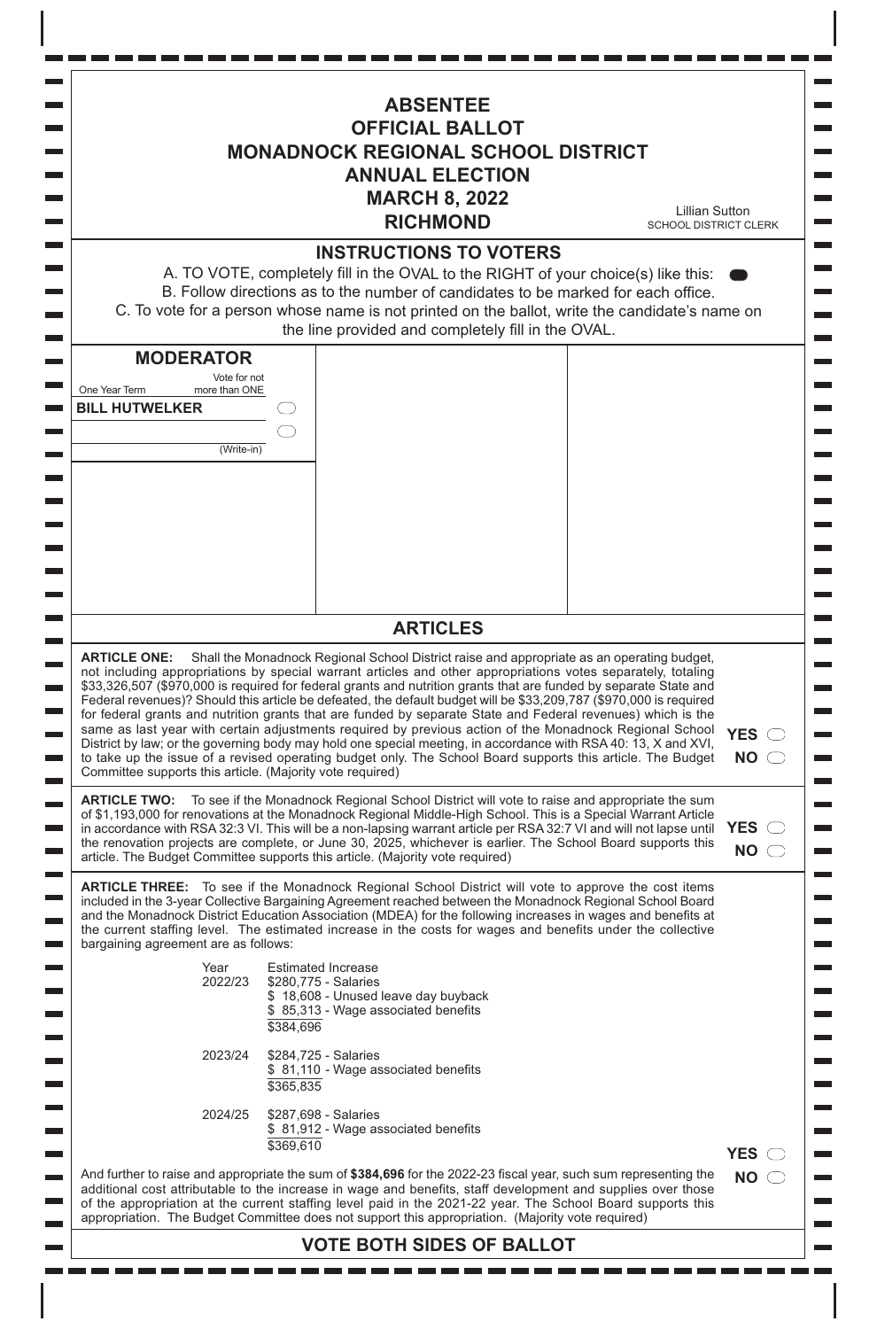# ABSENTEE
# OFFICIAL BALLOT
# MONADNOCK REGIONAL SCHOOL DISTRICT
# ANNUAL ELECTION
# MARCH 8, 2022
# RICHMOND

Lillian Sutton
SCHOOL DISTRICT CLERK

## INSTRUCTIONS TO VOTERS

A. TO VOTE, completely fill in the OVAL to the RIGHT of your choice(s) like this: ⬬

B. Follow directions as to the number of candidates to be marked for each office.

C. To vote for a person whose name is not printed on the ballot, write the candidate's name on the line provided and completely fill in the OVAL.

### MODERATOR

One Year Term — Vote for not more than ONE

- **BILL HUTWELKER** ⬭
- ________________ (Write-in) ⬭

## ARTICLES

**ARTICLE ONE:** Shall the Monadnock Regional School District raise and appropriate as an operating budget, not including appropriations by special warrant articles and other appropriations votes separately, totaling $33,326,507 ($970,000 is required for federal grants and nutrition grants that are funded by separate State and Federal revenues)? Should this article be defeated, the default budget will be $33,209,787 ($970,000 is required for federal grants and nutrition grants that are funded by separate State and Federal revenues) which is the same as last year with certain adjustments required by previous action of the Monadnock Regional School District by law; or the governing body may hold one special meeting, in accordance with RSA 40: 13, X and XVI, to take up the issue of a revised operating budget only. The School Board supports this article. The Budget Committee supports this article. (Majority vote required)

**YES** ⬭
**NO** ⬭

**ARTICLE TWO:** To see if the Monadnock Regional School District will vote to raise and appropriate the sum of $1,193,000 for renovations at the Monadnock Regional Middle-High School. This is a Special Warrant Article in accordance with RSA 32:3 VI. This will be a non-lapsing warrant article per RSA 32:7 VI and will not lapse until the renovation projects are complete, or June 30, 2025, whichever is earlier. The School Board supports this article. The Budget Committee supports this article. (Majority vote required)

**YES** ⬭
**NO** ⬭

**ARTICLE THREE:** To see if the Monadnock Regional School District will vote to approve the cost items included in the 3-year Collective Bargaining Agreement reached between the Monadnock Regional School Board and the Monadnock District Education Association (MDEA) for the following increases in wages and benefits at the current staffing level. The estimated increase in the costs for wages and benefits under the collective bargaining agreement are as follows:

| Year | Estimated Increase |
|---|---|
| 2022/23 | $280,775 - Salaries |
| | $ 18,608 - Unused leave day buyback |
| | $ 85,313 - Wage associated benefits |
| | $384,696 |
| 2023/24 | $284,725 - Salaries |
| | $ 81,110 - Wage associated benefits |
| | $365,835 |
| 2024/25 | $287,698 - Salaries |
| | $ 81,912 - Wage associated benefits |
| | $369,610 |

And further to raise and appropriate the sum of **$384,696** for the 2022-23 fiscal year, such sum representing the additional cost attributable to the increase in wage and benefits, staff development and supplies over those of the appropriation at the current staffing level paid in the 2021-22 year. The School Board supports this appropriation. The Budget Committee does not support this appropriation. (Majority vote required)

**YES** ⬭
**NO** ⬭

## VOTE BOTH SIDES OF BALLOT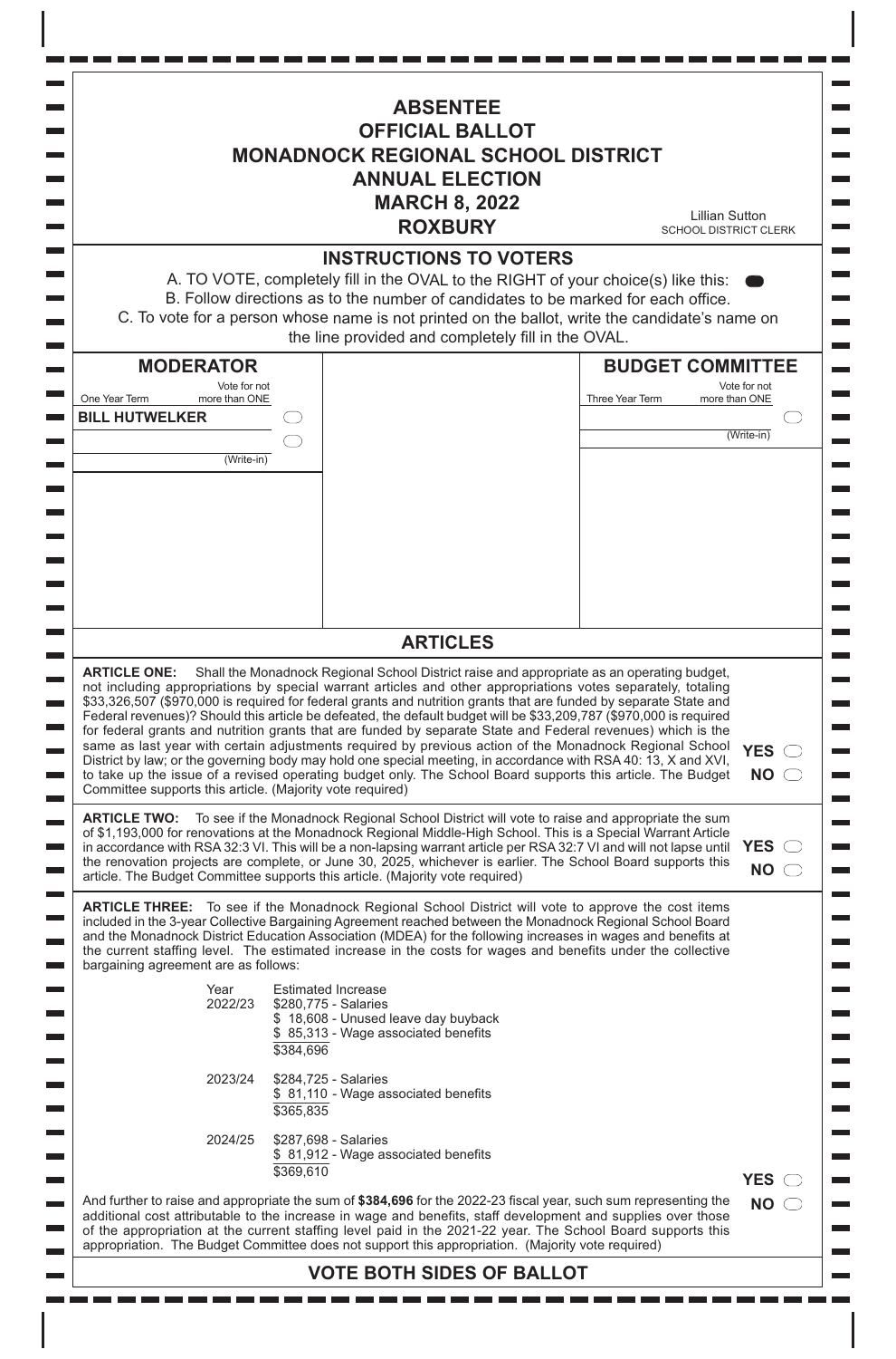# ABSENTEE
# OFFICIAL BALLOT
# MONADNOCK REGIONAL SCHOOL DISTRICT
# ANNUAL ELECTION
# MARCH 8, 2022
# ROXBURY

Lillian Sutton
SCHOOL DISTRICT CLERK

## INSTRUCTIONS TO VOTERS

A. TO VOTE, completely fill in the OVAL to the RIGHT of your choice(s) like this: ⬬

B. Follow directions as to the number of candidates to be marked for each office.

C. To vote for a person whose name is not printed on the ballot, write the candidate's name on the line provided and completely fill in the OVAL.

### MODERATOR

One Year Term — Vote for not more than ONE

- BILL HUTWELKER ◯
- ________ (Write-in) ◯

### BUDGET COMMITTEE

Three Year Term — Vote for not more than ONE

- ________ (Write-in) ◯

## ARTICLES

**ARTICLE ONE:** Shall the Monadnock Regional School District raise and appropriate as an operating budget, not including appropriations by special warrant articles and other appropriations votes separately, totaling $33,326,507 ($970,000 is required for federal grants and nutrition grants that are funded by separate State and Federal revenues)? Should this article be defeated, the default budget will be $33,209,787 ($970,000 is required for federal grants and nutrition grants that are funded by separate State and Federal revenues) which is the same as last year with certain adjustments required by previous action of the Monadnock Regional School District by law; or the governing body may hold one special meeting, in accordance with RSA 40: 13, X and XVI, to take up the issue of a revised operating budget only. The School Board supports this article. The Budget Committee supports this article. (Majority vote required)

YES ◯
NO ◯

**ARTICLE TWO:** To see if the Monadnock Regional School District will vote to raise and appropriate the sum of $1,193,000 for renovations at the Monadnock Regional Middle-High School. This is a Special Warrant Article in accordance with RSA 32:3 VI. This will be a non-lapsing warrant article per RSA 32:7 VI and will not lapse until the renovation projects are complete, or June 30, 2025, whichever is earlier. The School Board supports this article. The Budget Committee supports this article. (Majority vote required)

YES ◯
NO ◯

**ARTICLE THREE:** To see if the Monadnock Regional School District will vote to approve the cost items included in the 3-year Collective Bargaining Agreement reached between the Monadnock Regional School Board and the Monadnock District Education Association (MDEA) for the following increases in wages and benefits at the current staffing level. The estimated increase in the costs for wages and benefits under the collective bargaining agreement are as follows:

| Year | Estimated Increase |
|---|---|
| 2022/23 | $280,775 - Salaries |
| | $ 18,608 - Unused leave day buyback |
| | $ 85,313 - Wage associated benefits |
| | $384,696 |
| 2023/24 | $284,725 - Salaries |
| | $ 81,110 - Wage associated benefits |
| | $365,835 |
| 2024/25 | $287,698 - Salaries |
| | $ 81,912 - Wage associated benefits |
| | $369,610 |

And further to raise and appropriate the sum of **$384,696** for the 2022-23 fiscal year, such sum representing the additional cost attributable to the increase in wage and benefits, staff development and supplies over those of the appropriation at the current staffing level paid in the 2021-22 year. The School Board supports this appropriation. The Budget Committee does not support this appropriation. (Majority vote required)

YES ◯
NO ◯

## VOTE BOTH SIDES OF BALLOT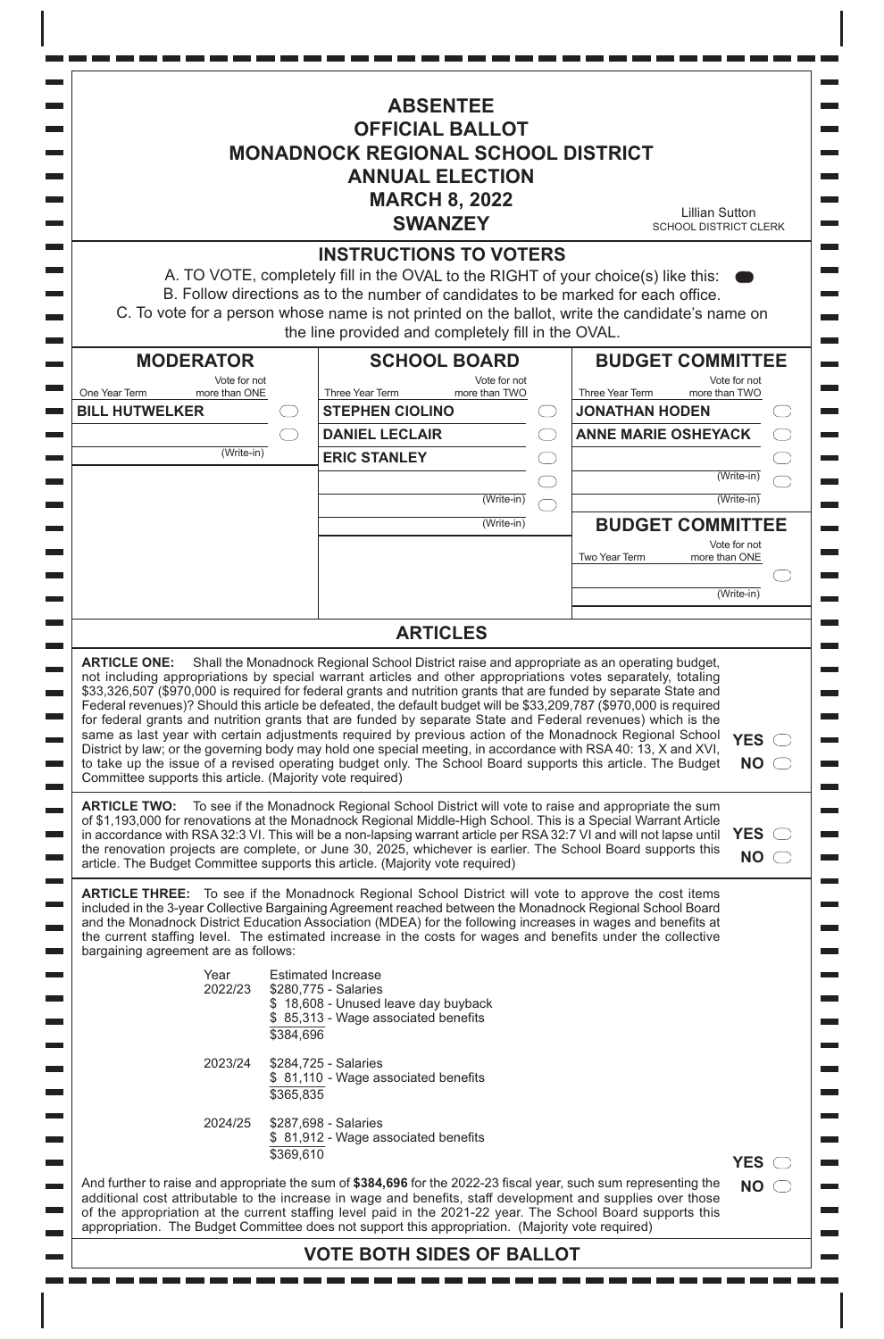# ABSENTEE
# OFFICIAL BALLOT
# MONADNOCK REGIONAL SCHOOL DISTRICT
# ANNUAL ELECTION
# MARCH 8, 2022
# SWANZEY

Lillian Sutton
SCHOOL DISTRICT CLERK

## INSTRUCTIONS TO VOTERS

A. TO VOTE, completely fill in the OVAL to the RIGHT of your choice(s) like this: ⬬

B. Follow directions as to the number of candidates to be marked for each office.

C. To vote for a person whose name is not printed on the ballot, write the candidate's name on the line provided and completely fill in the OVAL.

### MODERATOR

One Year Term — Vote for not more than ONE

- BILL HUTWELKER ◯
- _______________ (Write-in) ◯

### SCHOOL BOARD

Three Year Term — Vote for not more than TWO

- STEPHEN CIOLINO ◯
- DANIEL LECLAIR ◯
- ERIC STANLEY ◯
- _______________ (Write-in) ◯
- _______________ (Write-in) ◯

### BUDGET COMMITTEE

Three Year Term — Vote for not more than TWO

- JONATHAN HODEN ◯
- ANNE MARIE OSHEYACK ◯
- _______________ (Write-in) ◯
- _______________ (Write-in) ◯

### BUDGET COMMITTEE

Two Year Term — Vote for not more than ONE

- _______________ (Write-in) ◯

## ARTICLES

**ARTICLE ONE:** Shall the Monadnock Regional School District raise and appropriate as an operating budget, not including appropriations by special warrant articles and other appropriations votes separately, totaling $33,326,507 ($970,000 is required for federal grants and nutrition grants that are funded by separate State and Federal revenues)? Should this article be defeated, the default budget will be $33,209,787 ($970,000 is required for federal grants and nutrition grants that are funded by separate State and Federal revenues) which is the same as last year with certain adjustments required by previous action of the Monadnock Regional School District by law; or the governing body may hold one special meeting, in accordance with RSA 40: 13, X and XVI, to take up the issue of a revised operating budget only. The School Board supports this article. The Budget Committee supports this article. (Majority vote required)

**YES** ◯
**NO** ◯

**ARTICLE TWO:** To see if the Monadnock Regional School District will vote to raise and appropriate the sum of $1,193,000 for renovations at the Monadnock Regional Middle-High School. This is a Special Warrant Article in accordance with RSA 32:3 VI. This will be a non-lapsing warrant article per RSA 32:7 VI and will not lapse until the renovation projects are complete, or June 30, 2025, whichever is earlier. The School Board supports this article. The Budget Committee supports this article. (Majority vote required)

**YES** ◯
**NO** ◯

**ARTICLE THREE:** To see if the Monadnock Regional School District will vote to approve the cost items included in the 3-year Collective Bargaining Agreement reached between the Monadnock Regional School Board and the Monadnock District Education Association (MDEA) for the following increases in wages and benefits at the current staffing level. The estimated increase in the costs for wages and benefits under the collective bargaining agreement are as follows:

| Year | Estimated Increase |
|---|---|
| 2022/23 | $280,775 - Salaries |
| | $ 18,608 - Unused leave day buyback |
| | $ 85,313 - Wage associated benefits |
| | $384,696 |
| 2023/24 | $284,725 - Salaries |
| | $ 81,110 - Wage associated benefits |
| | $365,835 |
| 2024/25 | $287,698 - Salaries |
| | $ 81,912 - Wage associated benefits |
| | $369,610 |

And further to raise and appropriate the sum of **$384,696** for the 2022-23 fiscal year, such sum representing the additional cost attributable to the increase in wage and benefits, staff development and supplies over those of the appropriation at the current staffing level paid in the 2021-22 year. The School Board supports this appropriation. The Budget Committee does not support this appropriation. (Majority vote required)

**YES** ◯
**NO** ◯

**VOTE BOTH SIDES OF BALLOT**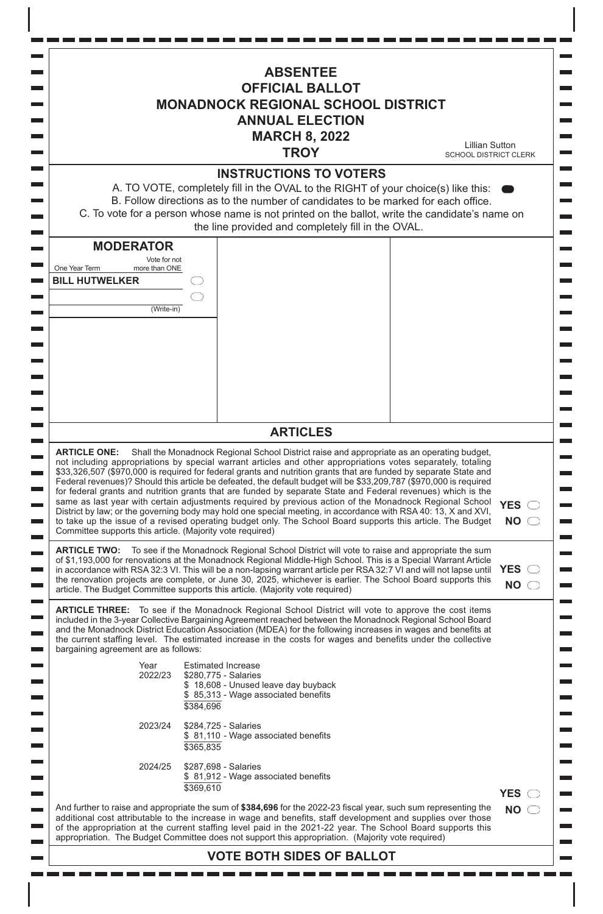# ABSENTEE
# OFFICIAL BALLOT
# MONADNOCK REGIONAL SCHOOL DISTRICT
# ANNUAL ELECTION
# MARCH 8, 2022
# TROY

Lillian Sutton
SCHOOL DISTRICT CLERK

## INSTRUCTIONS TO VOTERS

A. TO VOTE, completely fill in the OVAL to the RIGHT of your choice(s) like this:
B. Follow directions as to the number of candidates to be marked for each office.
C. To vote for a person whose name is not printed on the ballot, write the candidate's name on the line provided and completely fill in the OVAL.

### MODERATOR

One Year Term — Vote for not more than ONE

BILL HUTWELKER ○

_______________ ○ (Write-in)

## ARTICLES

**ARTICLE ONE:** Shall the Monadnock Regional School District raise and appropriate as an operating budget, not including appropriations by special warrant articles and other appropriations votes separately, totaling $33,326,507 ($970,000 is required for federal grants and nutrition grants that are funded by separate State and Federal revenues)? Should this article be defeated, the default budget will be $33,209,787 ($970,000 is required for federal grants and nutrition grants that are funded by separate State and Federal revenues) which is the same as last year with certain adjustments required by previous action of the Monadnock Regional School District by law; or the governing body may hold one special meeting, in accordance with RSA 40: 13, X and XVI, to take up the issue of a revised operating budget only. The School Board supports this article. The Budget Committee supports this article. (Majority vote required)

YES ○
NO ○

**ARTICLE TWO:** To see if the Monadnock Regional School District will vote to raise and appropriate the sum of $1,193,000 for renovations at the Monadnock Regional Middle-High School. This is a Special Warrant Article in accordance with RSA 32:3 VI. This will be a non-lapsing warrant article per RSA 32:7 VI and will not lapse until the renovation projects are complete, or June 30, 2025, whichever is earlier. The School Board supports this article. The Budget Committee supports this article. (Majority vote required)

YES ○
NO ○

**ARTICLE THREE:** To see if the Monadnock Regional School District will vote to approve the cost items included in the 3-year Collective Bargaining Agreement reached between the Monadnock Regional School Board and the Monadnock District Education Association (MDEA) for the following increases in wages and benefits at the current staffing level. The estimated increase in the costs for wages and benefits under the collective bargaining agreement are as follows:

| Year | Estimated Increase |
|---|---|
| 2022/23 | $280,775 - Salaries |
| | $ 18,608 - Unused leave day buyback |
| | $ 85,313 - Wage associated benefits |
| | $384,696 |
| 2023/24 | $284,725 - Salaries |
| | $ 81,110 - Wage associated benefits |
| | $365,835 |
| 2024/25 | $287,698 - Salaries |
| | $ 81,912 - Wage associated benefits |
| | $369,610 |

And further to raise and appropriate the sum of **$384,696** for the 2022-23 fiscal year, such sum representing the additional cost attributable to the increase in wage and benefits, staff development and supplies over those of the appropriation at the current staffing level paid in the 2021-22 year. The School Board supports this appropriation. The Budget Committee does not support this appropriation. (Majority vote required)

YES ○
NO ○

**VOTE BOTH SIDES OF BALLOT**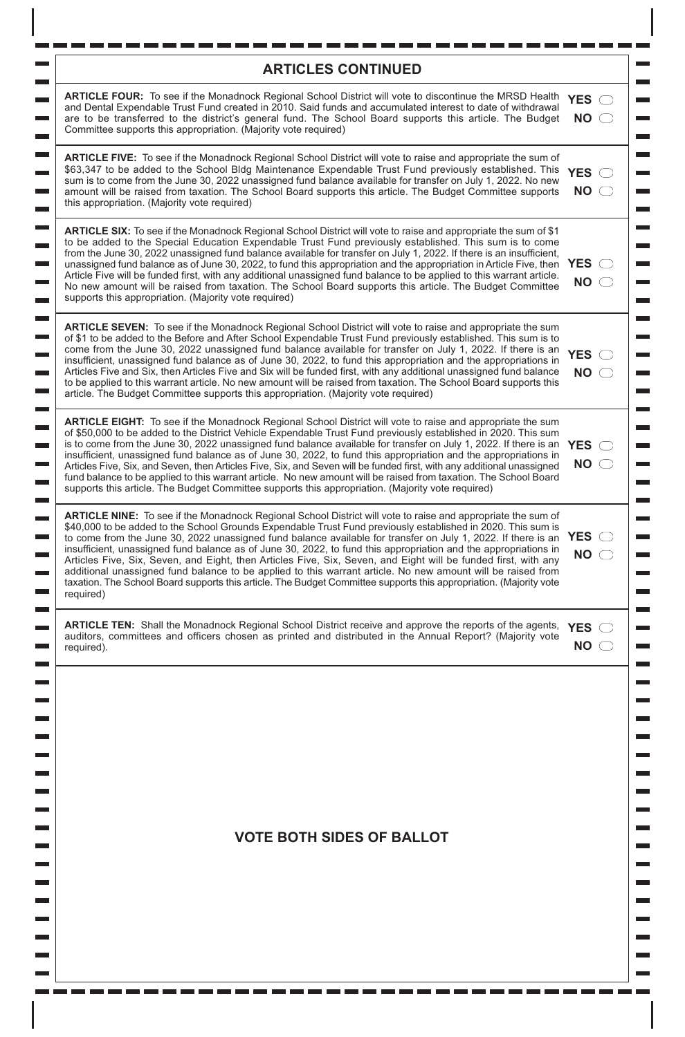## ARTICLES CONTINUED

**ARTICLE FOUR:** To see if the Monadnock Regional School District will vote to discontinue the MRSD Health and Dental Expendable Trust Fund created in 2010. Said funds and accumulated interest to date of withdrawal are to be transferred to the district's general fund. The School Board supports this article. The Budget Committee supports this appropriation. (Majority vote required)

**YES** ◯
**NO** ◯

**ARTICLE FIVE:** To see if the Monadnock Regional School District will vote to raise and appropriate the sum of $63,347 to be added to the School Bldg Maintenance Expendable Trust Fund previously established. This sum is to come from the June 30, 2022 unassigned fund balance available for transfer on July 1, 2022. No new amount will be raised from taxation. The School Board supports this article. The Budget Committee supports this appropriation. (Majority vote required)

**YES** ◯
**NO** ◯

**ARTICLE SIX:** To see if the Monadnock Regional School District will vote to raise and appropriate the sum of $1 to be added to the Special Education Expendable Trust Fund previously established. This sum is to come from the June 30, 2022 unassigned fund balance available for transfer on July 1, 2022. If there is an insufficient, unassigned fund balance as of June 30, 2022, to fund this appropriation and the appropriation in Article Five, then Article Five will be funded first, with any additional unassigned fund balance to be applied to this warrant article. No new amount will be raised from taxation. The School Board supports this article. The Budget Committee supports this appropriation. (Majority vote required)

**YES** ◯
**NO** ◯

**ARTICLE SEVEN:** To see if the Monadnock Regional School District will vote to raise and appropriate the sum of $1 to be added to the Before and After School Expendable Trust Fund previously established. This sum is to come from the June 30, 2022 unassigned fund balance available for transfer on July 1, 2022. If there is an insufficient, unassigned fund balance as of June 30, 2022, to fund this appropriation and the appropriations in Articles Five and Six, then Articles Five and Six will be funded first, with any additional unassigned fund balance to be applied to this warrant article. No new amount will be raised from taxation. The School Board supports this article. The Budget Committee supports this appropriation. (Majority vote required)

**YES** ◯
**NO** ◯

**ARTICLE EIGHT:** To see if the Monadnock Regional School District will vote to raise and appropriate the sum of $50,000 to be added to the District Vehicle Expendable Trust Fund previously established in 2020. This sum is to come from the June 30, 2022 unassigned fund balance available for transfer on July 1, 2022. If there is an insufficient, unassigned fund balance as of June 30, 2022, to fund this appropriation and the appropriations in Articles Five, Six, and Seven, then Articles Five, Six, and Seven will be funded first, with any additional unassigned fund balance to be applied to this warrant article. No new amount will be raised from taxation. The School Board supports this article. The Budget Committee supports this appropriation. (Majority vote required)

**YES** ◯
**NO** ◯

**ARTICLE NINE:** To see if the Monadnock Regional School District will vote to raise and appropriate the sum of $40,000 to be added to the School Grounds Expendable Trust Fund previously established in 2020. This sum is to come from the June 30, 2022 unassigned fund balance available for transfer on July 1, 2022. If there is an insufficient, unassigned fund balance as of June 30, 2022, to fund this appropriation and the appropriations in Articles Five, Six, Seven, and Eight, then Articles Five, Six, Seven, and Eight will be funded first, with any additional unassigned fund balance to be applied to this warrant article. No new amount will be raised from taxation. The School Board supports this article. The Budget Committee supports this appropriation. (Majority vote required)

**YES** ◯
**NO** ◯

**ARTICLE TEN:** Shall the Monadnock Regional School District receive and approve the reports of the agents, auditors, committees and officers chosen as printed and distributed in the Annual Report? (Majority vote required).

**YES** ◯
**NO** ◯

**VOTE BOTH SIDES OF BALLOT**